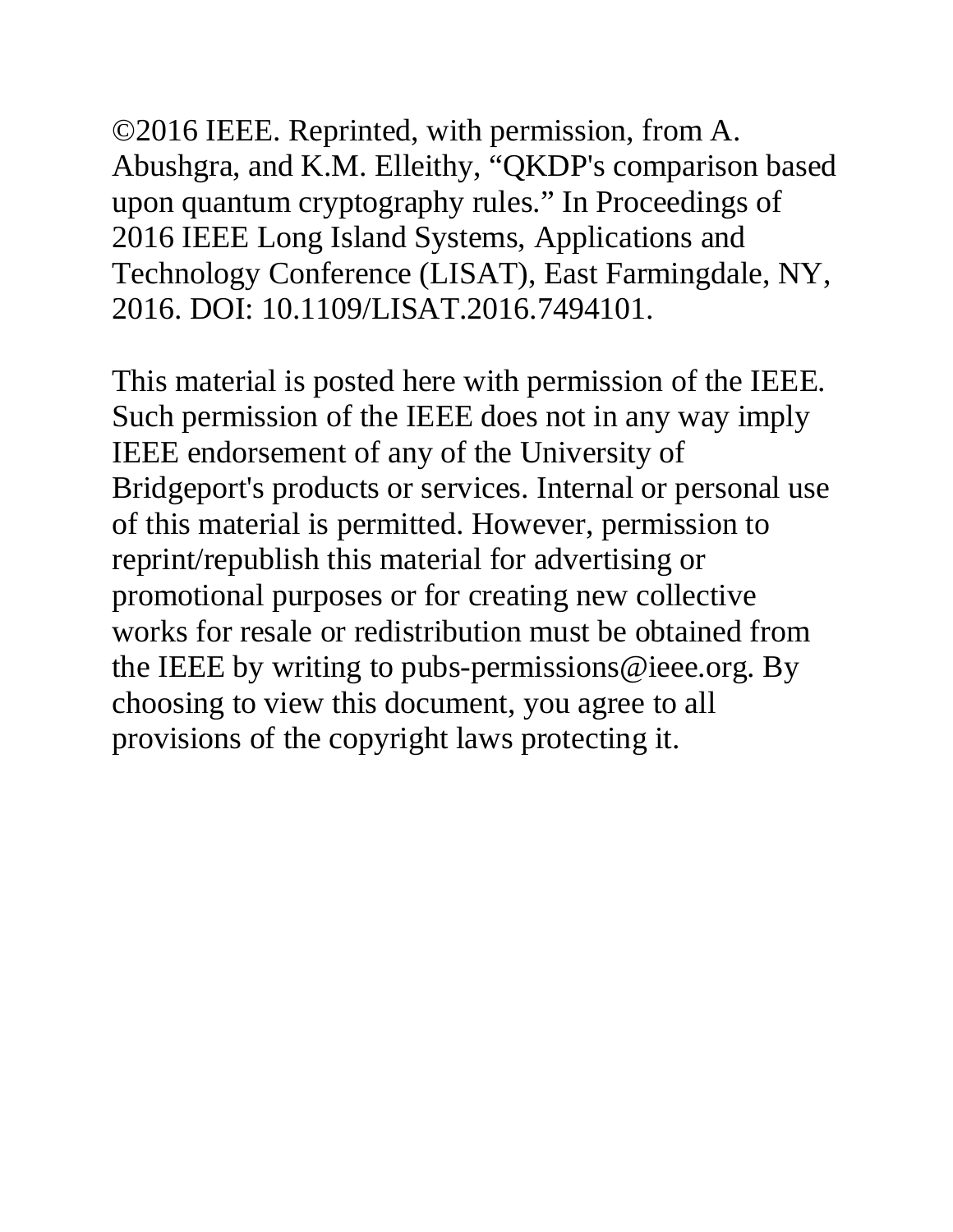©2016 IEEE. Reprinted, with permission, from A. Abushgra, and K.M. Elleithy, "QKDP's comparison based upon quantum cryptography rules." In Proceedings of 2016 IEEE Long Island Systems, Applications and Technology Conference (LISAT), East Farmingdale, NY, 2016. DOI: 10.1109/LISAT.2016.7494101.

This material is posted here with permission of the IEEE. Such permission of the IEEE does not in any way imply IEEE endorsement of any of the University of Bridgeport's products or services. Internal or personal use of this material is permitted. However, permission to reprint/republish this material for advertising or promotional purposes or for creating new collective works for resale or redistribution must be obtained from the IEEE by writing to pubs-permissions@ieee.org. By choosing to view this document, you agree to all provisions of the copyright laws protecting it.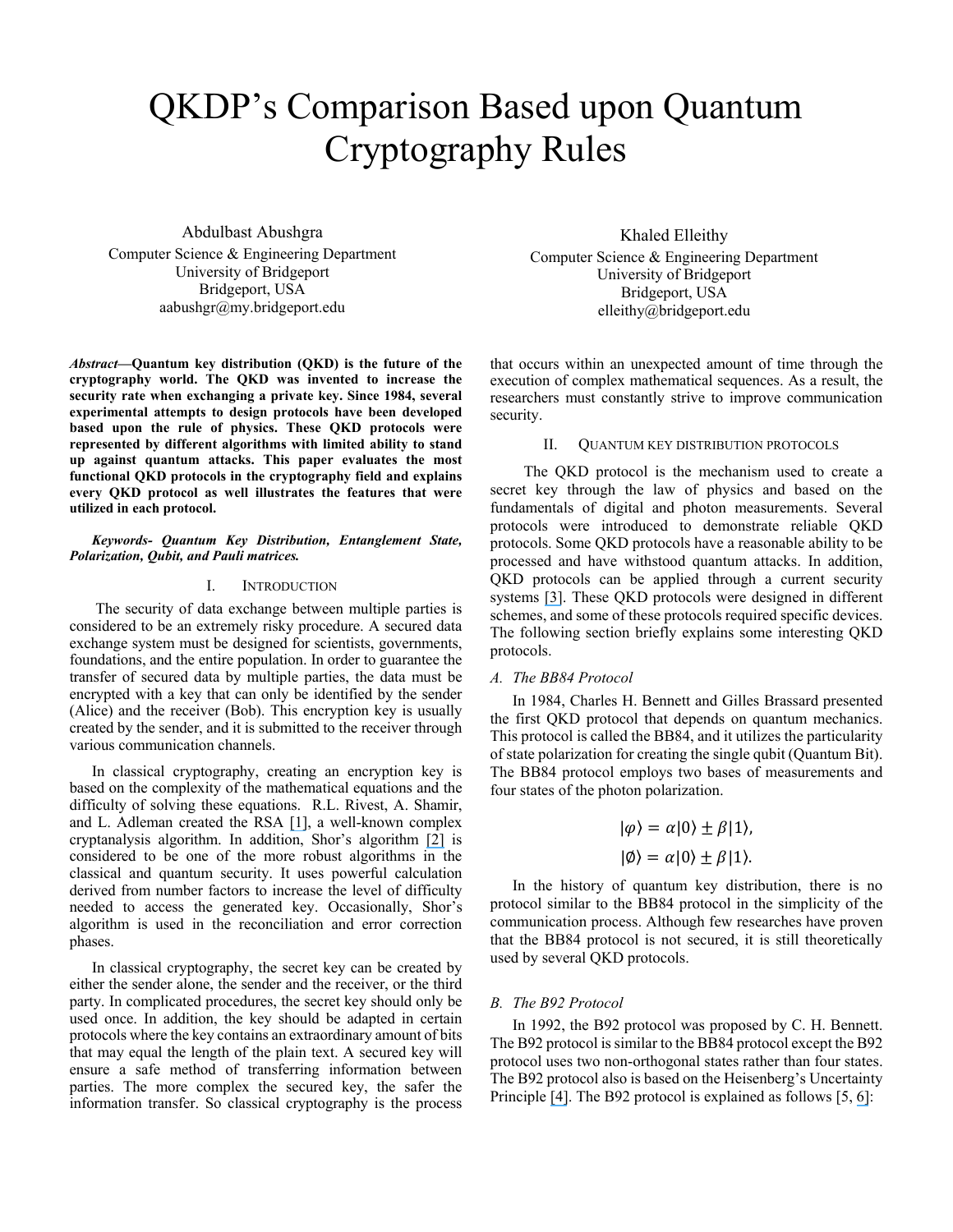# QKDP's Comparison Based upon Quantum Cryptography Rules

Abdulbast Abushgra
Computer Science & Engineering Department
University of Bridgeport
Bridgeport, USA
aabushgr@my.bridgeport.edu

Khaled Elleithy
Computer Science & Engineering Department
University of Bridgeport
Bridgeport, USA
elleithy@bridgeport.edu

***Abstract*—Quantum key distribution (QKD) is the future of the cryptography world. The QKD was invented to increase the security rate when exchanging a private key. Since 1984, several experimental attempts to design protocols have been developed based upon the rule of physics. These QKD protocols were represented by different algorithms with limited ability to stand up against quantum attacks. This paper evaluates the most functional QKD protocols in the cryptography field and explains every QKD protocol as well illustrates the features that were utilized in each protocol.**

***Keywords- Quantum Key Distribution, Entanglement State, Polarization, Qubit, and Pauli matrices.***

## I. Introduction

The security of data exchange between multiple parties is considered to be an extremely risky procedure. A secured data exchange system must be designed for scientists, governments, foundations, and the entire population. In order to guarantee the transfer of secured data by multiple parties, the data must be encrypted with a key that can only be identified by the sender (Alice) and the receiver (Bob). This encryption key is usually created by the sender, and it is submitted to the receiver through various communication channels.

In classical cryptography, creating an encryption key is based on the complexity of the mathematical equations and the difficulty of solving these equations. R.L. Rivest, A. Shamir, and L. Adleman created the RSA [1], a well-known complex cryptanalysis algorithm. In addition, Shor's algorithm [2] is considered to be one of the more robust algorithms in the classical and quantum security. It uses powerful calculation derived from number factors to increase the level of difficulty needed to access the generated key. Occasionally, Shor's algorithm is used in the reconciliation and error correction phases.

In classical cryptography, the secret key can be created by either the sender alone, the sender and the receiver, or the third party. In complicated procedures, the secret key should only be used once. In addition, the key should be adapted in certain protocols where the key contains an extraordinary amount of bits that may equal the length of the plain text. A secured key will ensure a safe method of transferring information between parties. The more complex the secured key, the safer the information transfer. So classical cryptography is the process that occurs within an unexpected amount of time through the execution of complex mathematical sequences. As a result, the researchers must constantly strive to improve communication security.

## II. Quantum Key Distribution Protocols

The QKD protocol is the mechanism used to create a secret key through the law of physics and based on the fundamentals of digital and photon measurements. Several protocols were introduced to demonstrate reliable QKD protocols. Some QKD protocols have a reasonable ability to be processed and have withstood quantum attacks. In addition, QKD protocols can be applied through a current security systems [3]. These QKD protocols were designed in different schemes, and some of these protocols required specific devices. The following section briefly explains some interesting QKD protocols.

### A. The BB84 Protocol

In 1984, Charles H. Bennett and Gilles Brassard presented the first QKD protocol that depends on quantum mechanics. This protocol is called the BB84, and it utilizes the particularity of state polarization for creating the single qubit (Quantum Bit). The BB84 protocol employs two bases of measurements and four states of the photon polarization.

$$|\varphi\rangle = \alpha|0\rangle \pm \beta|1\rangle,$$

$$|\emptyset\rangle = \alpha|0\rangle \pm \beta|1\rangle.$$

In the history of quantum key distribution, there is no protocol similar to the BB84 protocol in the simplicity of the communication process. Although few researches have proven that the BB84 protocol is not secured, it is still theoretically used by several QKD protocols.

### B. The B92 Protocol

In 1992, the B92 protocol was proposed by C. H. Bennett. The B92 protocol is similar to the BB84 protocol except the B92 protocol uses two non-orthogonal states rather than four states. The B92 protocol also is based on the Heisenberg's Uncertainty Principle [4]. The B92 protocol is explained as follows [5, 6]: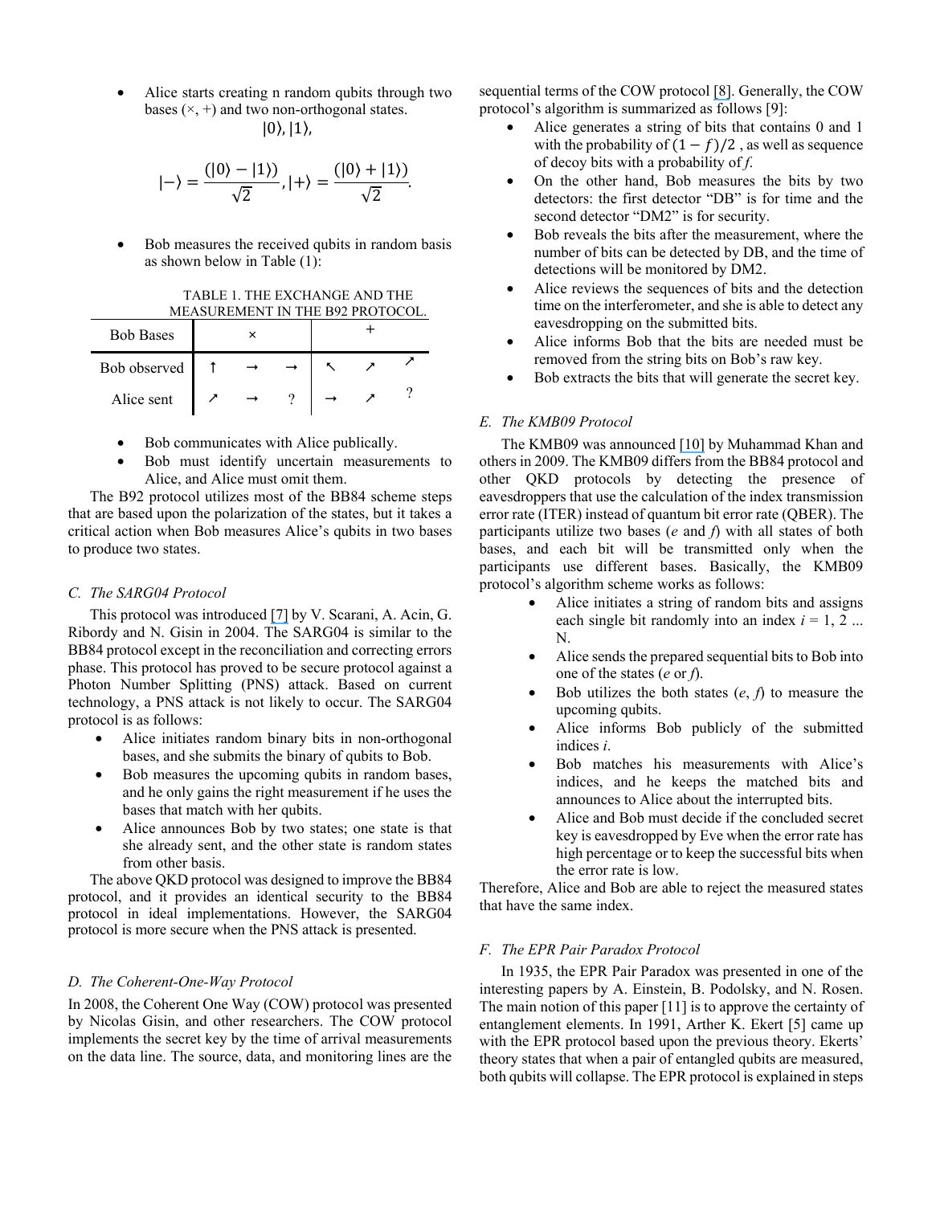- Alice starts creating n random qubits through two bases (×, +) and two non-orthogonal states.

$$|0\rangle, |1\rangle,$$

$$|-\rangle = \frac{(|0\rangle - |1\rangle)}{\sqrt{2}}, |+\rangle = \frac{(|0\rangle + |1\rangle)}{\sqrt{2}}.$$

- Bob measures the received qubits in random basis as shown below in Table (1):

TABLE 1. THE EXCHANGE AND THE MEASUREMENT IN THE B92 PROTOCOL.

| Bob Bases | × | | | + | | |
|---|---|---|---|---|---|---|
| Bob observed | ↑ | → | → | ↖ | ↗ | ↗ |
| Alice sent | ↗ | → | ? | → | ↗ | ? |

- Bob communicates with Alice publically.
- Bob must identify uncertain measurements to Alice, and Alice must omit them.

The B92 protocol utilizes most of the BB84 scheme steps that are based upon the polarization of the states, but it takes a critical action when Bob measures Alice's qubits in two bases to produce two states.

### *C. The SARG04 Protocol*

This protocol was introduced [7] by V. Scarani, A. Acin, G. Ribordy and N. Gisin in 2004. The SARG04 is similar to the BB84 protocol except in the reconciliation and correcting errors phase. This protocol has proved to be secure protocol against a Photon Number Splitting (PNS) attack. Based on current technology, a PNS attack is not likely to occur. The SARG04 protocol is as follows:

- Alice initiates random binary bits in non-orthogonal bases, and she submits the binary of qubits to Bob.
- Bob measures the upcoming qubits in random bases, and he only gains the right measurement if he uses the bases that match with her qubits.
- Alice announces Bob by two states; one state is that she already sent, and the other state is random states from other basis.

The above QKD protocol was designed to improve the BB84 protocol, and it provides an identical security to the BB84 protocol in ideal implementations. However, the SARG04 protocol is more secure when the PNS attack is presented.

### *D. The Coherent-One-Way Protocol*

In 2008, the Coherent One Way (COW) protocol was presented by Nicolas Gisin, and other researchers. The COW protocol implements the secret key by the time of arrival measurements on the data line. The source, data, and monitoring lines are the sequential terms of the COW protocol [8]. Generally, the COW protocol's algorithm is summarized as follows [9]:

- Alice generates a string of bits that contains 0 and 1 with the probability of $(1 - f)/2$ , as well as sequence of decoy bits with a probability of *f*.
- On the other hand, Bob measures the bits by two detectors: the first detector "DB" is for time and the second detector "DM2" is for security.
- Bob reveals the bits after the measurement, where the number of bits can be detected by DB, and the time of detections will be monitored by DM2.
- Alice reviews the sequences of bits and the detection time on the interferometer, and she is able to detect any eavesdropping on the submitted bits.
- Alice informs Bob that the bits are needed must be removed from the string bits on Bob's raw key.
- Bob extracts the bits that will generate the secret key.

### *E. The KMB09 Protocol*

The KMB09 was announced [10] by Muhammad Khan and others in 2009. The KMB09 differs from the BB84 protocol and other QKD protocols by detecting the presence of eavesdroppers that use the calculation of the index transmission error rate (ITER) instead of quantum bit error rate (QBER). The participants utilize two bases (*e* and *f*) with all states of both bases, and each bit will be transmitted only when the participants use different bases. Basically, the KMB09 protocol's algorithm scheme works as follows:

- Alice initiates a string of random bits and assigns each single bit randomly into an index $i$ = 1, 2 ... N.
- Alice sends the prepared sequential bits to Bob into one of the states (*e* or *f*).
- Bob utilizes the both states (*e*, *f*) to measure the upcoming qubits.
- Alice informs Bob publicly of the submitted indices $i$.
- Bob matches his measurements with Alice's indices, and he keeps the matched bits and announces to Alice about the interrupted bits.
- Alice and Bob must decide if the concluded secret key is eavesdropped by Eve when the error rate has high percentage or to keep the successful bits when the error rate is low.

Therefore, Alice and Bob are able to reject the measured states that have the same index.

### *F. The EPR Pair Paradox Protocol*

In 1935, the EPR Pair Paradox was presented in one of the interesting papers by A. Einstein, B. Podolsky, and N. Rosen. The main notion of this paper [11] is to approve the certainty of entanglement elements. In 1991, Arther K. Ekert [5] came up with the EPR protocol based upon the previous theory. Ekerts' theory states that when a pair of entangled qubits are measured, both qubits will collapse. The EPR protocol is explained in steps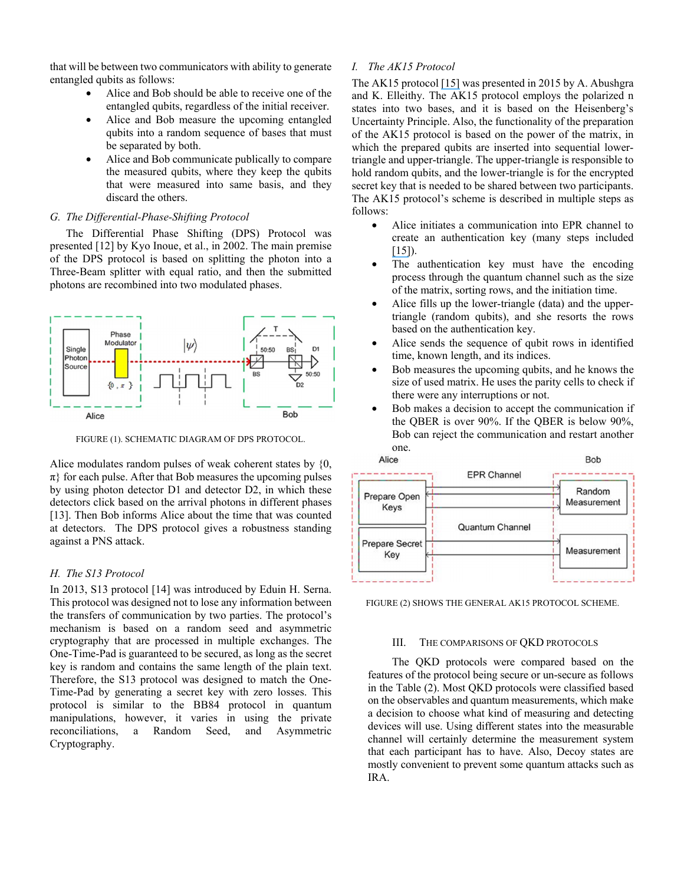that will be between two communicators with ability to generate entangled qubits as follows:

- Alice and Bob should be able to receive one of the entangled qubits, regardless of the initial receiver.
- Alice and Bob measure the upcoming entangled qubits into a random sequence of bases that must be separated by both.
- Alice and Bob communicate publically to compare the measured qubits, where they keep the qubits that were measured into same basis, and they discard the others.

### G. The Differential-Phase-Shifting Protocol

The Differential Phase Shifting (DPS) Protocol was presented [12] by Kyo Inoue, et al., in 2002. The main premise of the DPS protocol is based on splitting the photon into a Three-Beam splitter with equal ratio, and then the submitted photons are recombined into two modulated phases.

FIGURE (1). SCHEMATIC DIAGRAM OF DPS PROTOCOL.

Alice modulates random pulses of weak coherent states by $\{0, \pi\}$ for each pulse. After that Bob measures the upcoming pulses by using photon detector D1 and detector D2, in which these detectors click based on the arrival photons in different phases [13]. Then Bob informs Alice about the time that was counted at detectors. The DPS protocol gives a robustness standing against a PNS attack.

### H. The S13 Protocol

In 2013, S13 protocol [14] was introduced by Eduin H. Serna. This protocol was designed not to lose any information between the transfers of communication by two parties. The protocol's mechanism is based on a random seed and asymmetric cryptography that are processed in multiple exchanges. The One-Time-Pad is guaranteed to be secured, as long as the secret key is random and contains the same length of the plain text. Therefore, the S13 protocol was designed to match the One-Time-Pad by generating a secret key with zero losses. This protocol is similar to the BB84 protocol in quantum manipulations, however, it varies in using the private reconciliations, a Random Seed, and Asymmetric Cryptography.

### I. The AK15 Protocol

The AK15 protocol [15] was presented in 2015 by A. Abushgra and K. Elleithy. The AK15 protocol employs the polarized n states into two bases, and it is based on the Heisenberg's Uncertainty Principle. Also, the functionality of the preparation of the AK15 protocol is based on the power of the matrix, in which the prepared qubits are inserted into sequential lower-triangle and upper-triangle. The upper-triangle is responsible to hold random qubits, and the lower-triangle is for the encrypted secret key that is needed to be shared between two participants. The AK15 protocol's scheme is described in multiple steps as follows:

- Alice initiates a communication into EPR channel to create an authentication key (many steps included [15]).
- The authentication key must have the encoding process through the quantum channel such as the size of the matrix, sorting rows, and the initiation time.
- Alice fills up the lower-triangle (data) and the upper-triangle (random qubits), and she resorts the rows based on the authentication key.
- Alice sends the sequence of qubit rows in identified time, known length, and its indices.
- Bob measures the upcoming qubits, and he knows the size of used matrix. He uses the parity cells to check if there were any interruptions or not.
- Bob makes a decision to accept the communication if the QBER is over 90%. If the QBER is below 90%, Bob can reject the communication and restart another one.

FIGURE (2) SHOWS THE GENERAL AK15 PROTOCOL SCHEME.

## III. THE COMPARISONS OF QKD PROTOCOLS

The QKD protocols were compared based on the features of the protocol being secure or un-secure as follows in the Table (2). Most QKD protocols were classified based on the observables and quantum measurements, which make a decision to choose what kind of measuring and detecting devices will use. Using different states into the measurable channel will certainly determine the measurement system that each participant has to have. Also, Decoy states are mostly convenient to prevent some quantum attacks such as IRA.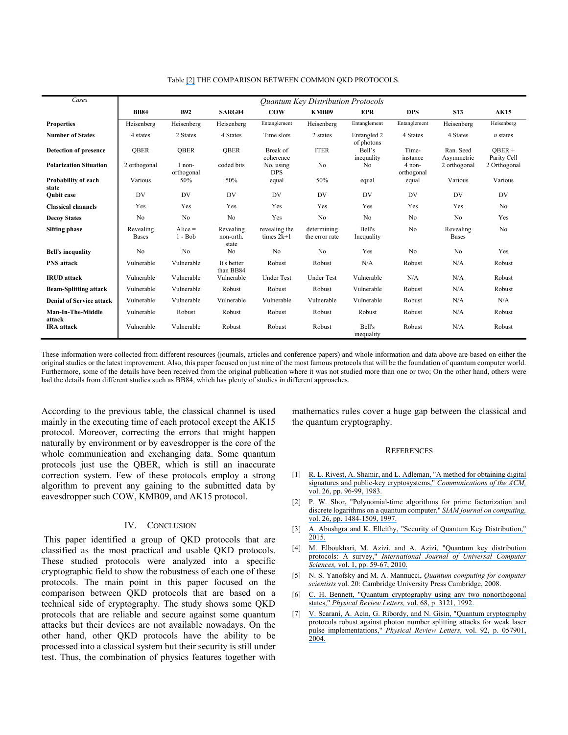Table [2] THE COMPARISON BETWEEN COMMON QKD PROTOCOLS.

| *Cases* | *Quantum Key Distribution Protocols* | | | | | | | | |
|---|---|---|---|---|---|---|---|---|---|
| | **BB84** | **B92** | **SARG04** | **COW** | **KMB09** | **EPR** | **DPS** | **S13** | **AK15** |
| **Properties** | Heisenberg | Heisenberg | Heisenberg | Entanglement | Heisenberg | Entanglement | Entanglement | Heisenberg | Heisenberg |
| **Number of States** | 4 states | 2 States | 4 States | Time slots | 2 states | Entangled 2 of photons | 4 States | 4 States | *n* states |
| **Detection of presence** | QBER | QBER | QBER | Break of coherence | ITER | Bell's inequality | Time-instance | Ran. Seed Asymmetric | QBER + Parity Cell |
| **Polarization Situation** | 2 orthogonal | 1 non-orthogonal | coded bits | No, using DPS | No | No | 4 non-orthogonal | 2 orthogonal | 2 Orthogonal |
| **Probability of each state** | Various | 50% | 50% | equal | 50% | equal | equal | Various | Various |
| **Qubit case** | DV | DV | DV | DV | DV | DV | DV | DV | DV |
| **Classical channels** | Yes | Yes | Yes | Yes | Yes | Yes | Yes | Yes | No |
| **Decoy States** | No | No | No | Yes | No | No | No | No | Yes |
| **Sifting phase** | Revealing Bases | Alice = 1 - Bob | Revealing non-orth. state | revealing the times 2k+1 | determining the error rate | Bell's Inequality | No | Revealing Bases | No |
| **Bell's inequality** | No | No | No | No | No | Yes | No | No | Yes |
| **PNS attack** | Vulnerable | Vulnerable | It's better than BB84 | Robust | Robust | N/A | Robust | N/A | Robust |
| **IRUD attack** | Vulnerable | Vulnerable | Vulnerable | Under Test | Under Test | Vulnerable | N/A | N/A | Robust |
| **Beam-Splitting attack** | Vulnerable | Vulnerable | Robust | Robust | Robust | Vulnerable | Robust | N/A | Robust |
| **Denial of Service attack** | Vulnerable | Vulnerable | Vulnerable | Vulnerable | Vulnerable | Vulnerable | Robust | N/A | N/A |
| **Man-In-The-Middle attack** | Vulnerable | Robust | Robust | Robust | Robust | Robust | Robust | N/A | Robust |
| **IRA attack** | Vulnerable | Vulnerable | Robust | Robust | Robust | Bell's inequality | Robust | N/A | Robust |

These information were collected from different resources (journals, articles and conference papers) and whole information and data above are based on either the original studies or the latest improvement. Also, this paper focused on just nine of the most famous protocols that will be the foundation of quantum computer world. Furthermore, some of the details have been received from the original publication where it was not studied more than one or two; On the other hand, others were had the details from different studies such as BB84, which has plenty of studies in different approaches.

According to the previous table, the classical channel is used mainly in the executing time of each protocol except the AK15 protocol. Moreover, correcting the errors that might happen naturally by environment or by eavesdropper is the core of the whole communication and exchanging data. Some quantum protocols just use the QBER, which is still an inaccurate correction system. Few of these protocols employ a strong algorithm to prevent any gaining to the submitted data by eavesdropper such COW, KMB09, and AK15 protocol.

## IV. Conclusion

This paper identified a group of QKD protocols that are classified as the most practical and usable QKD protocols. These studied protocols were analyzed into a specific cryptographic field to show the robustness of each one of these protocols. The main point in this paper focused on the comparison between QKD protocols that are based on a technical side of cryptography. The study shows some QKD protocols that are reliable and secure against some quantum attacks but their devices are not available nowadays. On the other hand, other QKD protocols have the ability to be processed into a classical system but their security is still under test. Thus, the combination of physics features together with mathematics rules cover a huge gap between the classical and the quantum cryptography.

## References

[1] R. L. Rivest, A. Shamir, and L. Adleman, "A method for obtaining digital signatures and public-key cryptosystems," *Communications of the ACM,* vol. 26, pp. 96-99, 1983.

[2] P. W. Shor, "Polynomial-time algorithms for prime factorization and discrete logarithms on a quantum computer," *SIAM journal on computing,* vol. 26, pp. 1484-1509, 1997.

[3] A. Abushgra and K. Elleithy, "Security of Quantum Key Distribution," 2015.

[4] M. Elboukhari, M. Azizi, and A. Azizi, "Quantum key distribution protocols: A survey," *International Journal of Universal Computer Sciences,* vol. 1, pp. 59-67, 2010.

[5] N. S. Yanofsky and M. A. Mannucci, *Quantum computing for computer scientists* vol. 20: Cambridge University Press Cambridge, 2008.

[6] C. H. Bennett, "Quantum cryptography using any two nonorthogonal states," *Physical Review Letters,* vol. 68, p. 3121, 1992.

[7] V. Scarani, A. Acin, G. Ribordy, and N. Gisin, "Quantum cryptography protocols robust against photon number splitting attacks for weak laser pulse implementations," *Physical Review Letters,* vol. 92, p. 057901, 2004.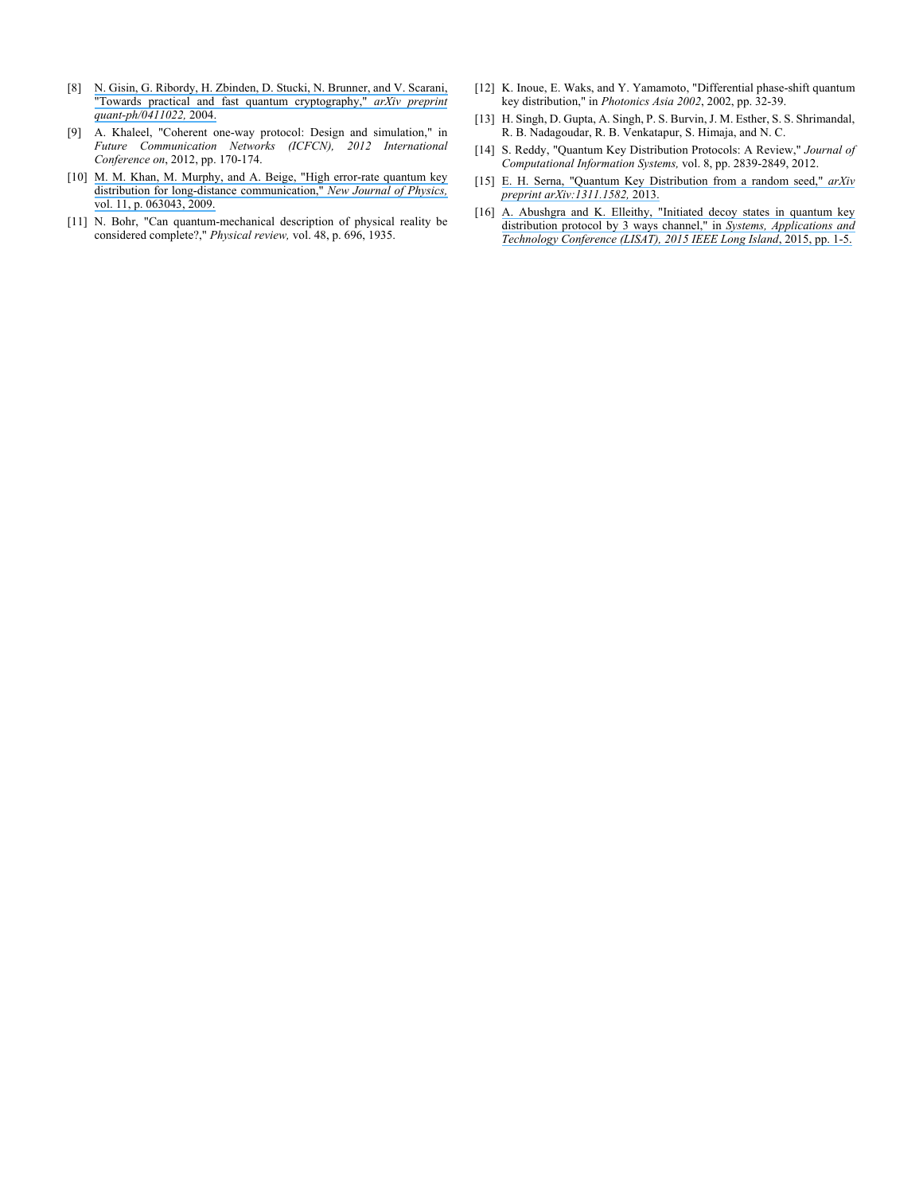[8] N. Gisin, G. Ribordy, H. Zbinden, D. Stucki, N. Brunner, and V. Scarani, "Towards practical and fast quantum cryptography," *arXiv preprint quant-ph/0411022,* 2004.

[9] A. Khaleel, "Coherent one-way protocol: Design and simulation," in *Future Communication Networks (ICFCN), 2012 International Conference on*, 2012, pp. 170-174.

[10] M. M. Khan, M. Murphy, and A. Beige, "High error-rate quantum key distribution for long-distance communication," *New Journal of Physics,* vol. 11, p. 063043, 2009.

[11] N. Bohr, "Can quantum-mechanical description of physical reality be considered complete?," *Physical review,* vol. 48, p. 696, 1935.

[12] K. Inoue, E. Waks, and Y. Yamamoto, "Differential phase-shift quantum key distribution," in *Photonics Asia 2002*, 2002, pp. 32-39.

[13] H. Singh, D. Gupta, A. Singh, P. S. Burvin, J. M. Esther, S. S. Shrimandal, R. B. Nadagoudar, R. B. Venkatapur, S. Himaja, and N. C.

[14] S. Reddy, "Quantum Key Distribution Protocols: A Review," *Journal of Computational Information Systems,* vol. 8, pp. 2839-2849, 2012.

[15] E. H. Serna, "Quantum Key Distribution from a random seed," *arXiv preprint arXiv:1311.1582,* 2013.

[16] A. Abushgra and K. Elleithy, "Initiated decoy states in quantum key distribution protocol by 3 ways channel," in *Systems, Applications and Technology Conference (LISAT), 2015 IEEE Long Island*, 2015, pp. 1-5.